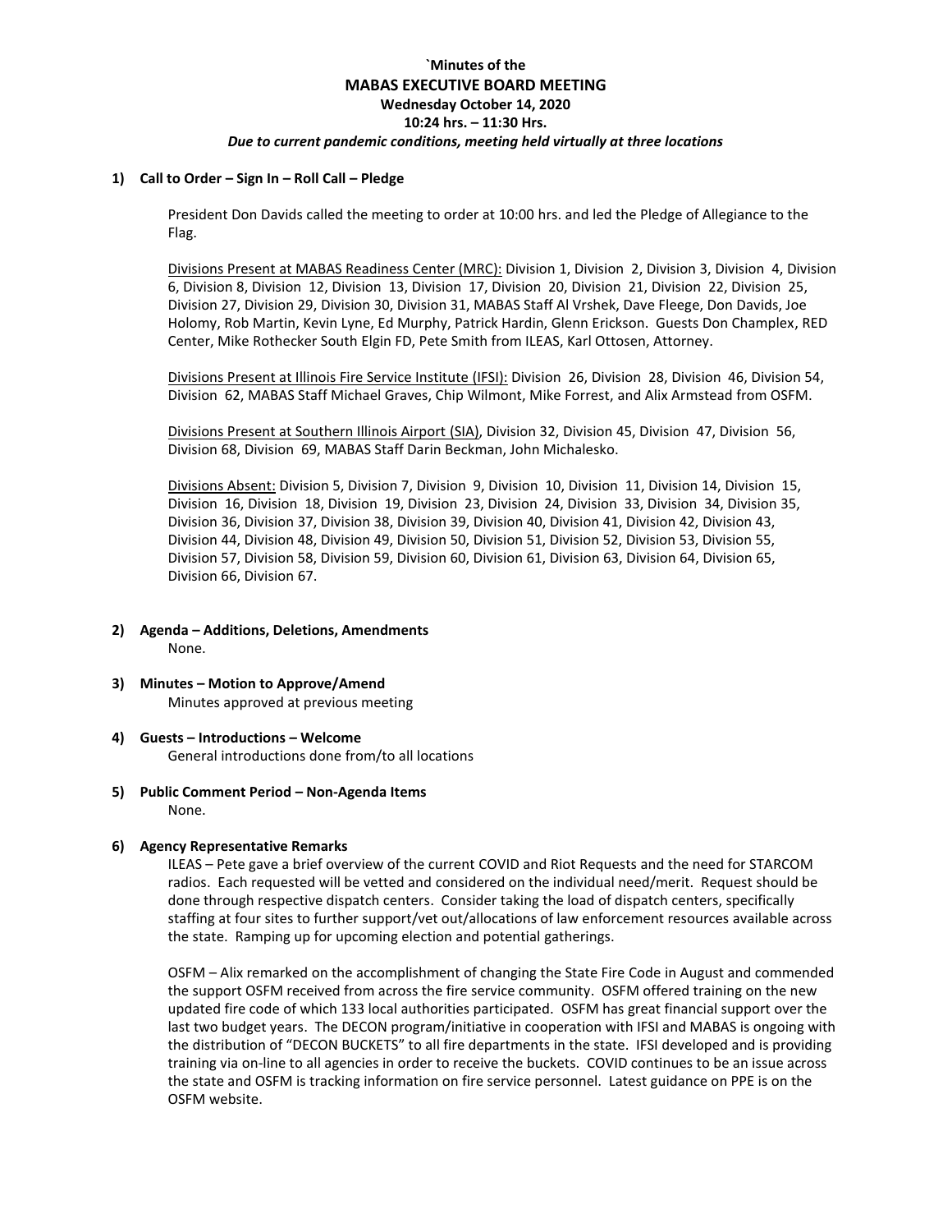**`Minutes of the**

# MABAS EXECUTIVE BOARD MEETING

**Wednesday October 14, 2020**

**10:24 hrs. – 11:30 Hrs.**

***Due to current pandemic conditions, meeting held virtually at three locations***

## 1) Call to Order – Sign In – Roll Call – Pledge

President Don Davids called the meeting to order at 10:00 hrs. and led the Pledge of Allegiance to the Flag.

Divisions Present at MABAS Readiness Center (MRC): Division 1, Division 2, Division 3, Division 4, Division 6, Division 8, Division 12, Division 13, Division 17, Division 20, Division 21, Division 22, Division 25, Division 27, Division 29, Division 30, Division 31, MABAS Staff Al Vrshek, Dave Fleege, Don Davids, Joe Holomy, Rob Martin, Kevin Lyne, Ed Murphy, Patrick Hardin, Glenn Erickson. Guests Don Champlex, RED Center, Mike Rothecker South Elgin FD, Pete Smith from ILEAS, Karl Ottosen, Attorney.

Divisions Present at Illinois Fire Service Institute (IFSI): Division 26, Division 28, Division 46, Division 54, Division 62, MABAS Staff Michael Graves, Chip Wilmont, Mike Forrest, and Alix Armstead from OSFM.

Divisions Present at Southern Illinois Airport (SIA), Division 32, Division 45, Division 47, Division 56, Division 68, Division 69, MABAS Staff Darin Beckman, John Michalesko.

Divisions Absent: Division 5, Division 7, Division 9, Division 10, Division 11, Division 14, Division 15, Division 16, Division 18, Division 19, Division 23, Division 24, Division 33, Division 34, Division 35, Division 36, Division 37, Division 38, Division 39, Division 40, Division 41, Division 42, Division 43, Division 44, Division 48, Division 49, Division 50, Division 51, Division 52, Division 53, Division 55, Division 57, Division 58, Division 59, Division 60, Division 61, Division 63, Division 64, Division 65, Division 66, Division 67.

## 2) Agenda – Additions, Deletions, Amendments

None.

## 3) Minutes – Motion to Approve/Amend

Minutes approved at previous meeting

## 4) Guests – Introductions – Welcome

General introductions done from/to all locations

## 5) Public Comment Period – Non-Agenda Items

None.

## 6) Agency Representative Remarks

ILEAS – Pete gave a brief overview of the current COVID and Riot Requests and the need for STARCOM radios. Each requested will be vetted and considered on the individual need/merit. Request should be done through respective dispatch centers. Consider taking the load of dispatch centers, specifically staffing at four sites to further support/vet out/allocations of law enforcement resources available across the state. Ramping up for upcoming election and potential gatherings.

OSFM – Alix remarked on the accomplishment of changing the State Fire Code in August and commended the support OSFM received from across the fire service community. OSFM offered training on the new updated fire code of which 133 local authorities participated. OSFM has great financial support over the last two budget years. The DECON program/initiative in cooperation with IFSI and MABAS is ongoing with the distribution of "DECON BUCKETS" to all fire departments in the state. IFSI developed and is providing training via on-line to all agencies in order to receive the buckets. COVID continues to be an issue across the state and OSFM is tracking information on fire service personnel. Latest guidance on PPE is on the OSFM website.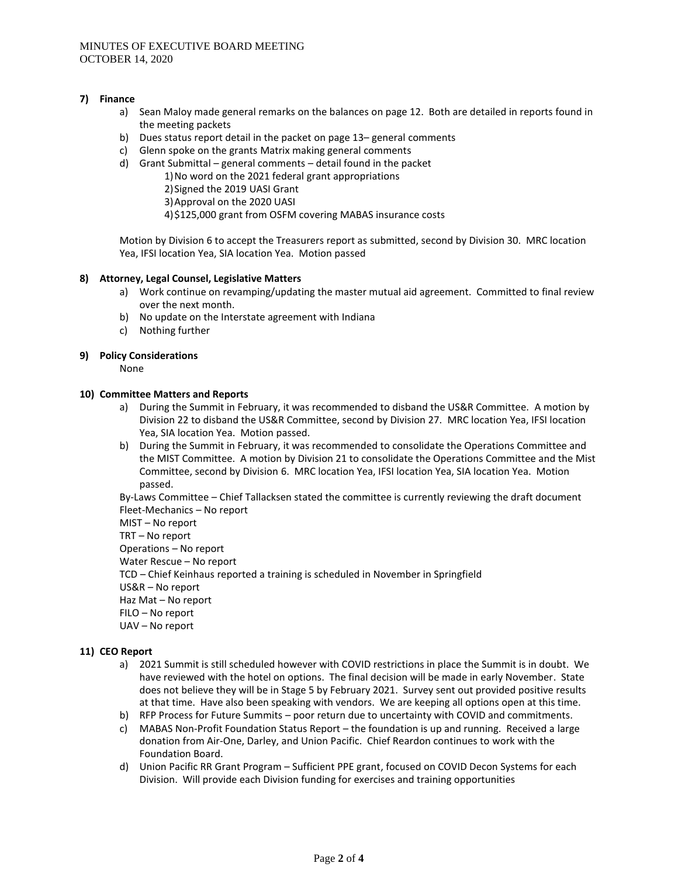### 7) Finance

a) Sean Maloy made general remarks on the balances on page 12. Both are detailed in reports found in the meeting packets
b) Dues status report detail in the packet on page 13– general comments
c) Glenn spoke on the grants Matrix making general comments
d) Grant Submittal – general comments – detail found in the packet
   1) No word on the 2021 federal grant appropriations
   2) Signed the 2019 UASI Grant
   3) Approval on the 2020 UASI
   4) $125,000 grant from OSFM covering MABAS insurance costs

Motion by Division 6 to accept the Treasurers report as submitted, second by Division 30. MRC location Yea, IFSI location Yea, SIA location Yea. Motion passed

### 8) Attorney, Legal Counsel, Legislative Matters

a) Work continue on revamping/updating the master mutual aid agreement. Committed to final review over the next month.
b) No update on the Interstate agreement with Indiana
c) Nothing further

### 9) Policy Considerations

None

### 10) Committee Matters and Reports

a) During the Summit in February, it was recommended to disband the US&R Committee. A motion by Division 22 to disband the US&R Committee, second by Division 27. MRC location Yea, IFSI location Yea, SIA location Yea. Motion passed.
b) During the Summit in February, it was recommended to consolidate the Operations Committee and the MIST Committee. A motion by Division 21 to consolidate the Operations Committee and the Mist Committee, second by Division 6. MRC location Yea, IFSI location Yea, SIA location Yea. Motion passed.

By-Laws Committee – Chief Tallacksen stated the committee is currently reviewing the draft document
Fleet-Mechanics – No report
MIST – No report
TRT – No report
Operations – No report
Water Rescue – No report
TCD – Chief Keinhaus reported a training is scheduled in November in Springfield
US&R – No report
Haz Mat – No report
FILO – No report
UAV – No report

### 11) CEO Report

a) 2021 Summit is still scheduled however with COVID restrictions in place the Summit is in doubt. We have reviewed with the hotel on options. The final decision will be made in early November. State does not believe they will be in Stage 5 by February 2021. Survey sent out provided positive results at that time. Have also been speaking with vendors. We are keeping all options open at this time.
b) RFP Process for Future Summits – poor return due to uncertainty with COVID and commitments.
c) MABAS Non-Profit Foundation Status Report – the foundation is up and running. Received a large donation from Air-One, Darley, and Union Pacific. Chief Reardon continues to work with the Foundation Board.
d) Union Pacific RR Grant Program – Sufficient PPE grant, focused on COVID Decon Systems for each Division. Will provide each Division funding for exercises and training opportunities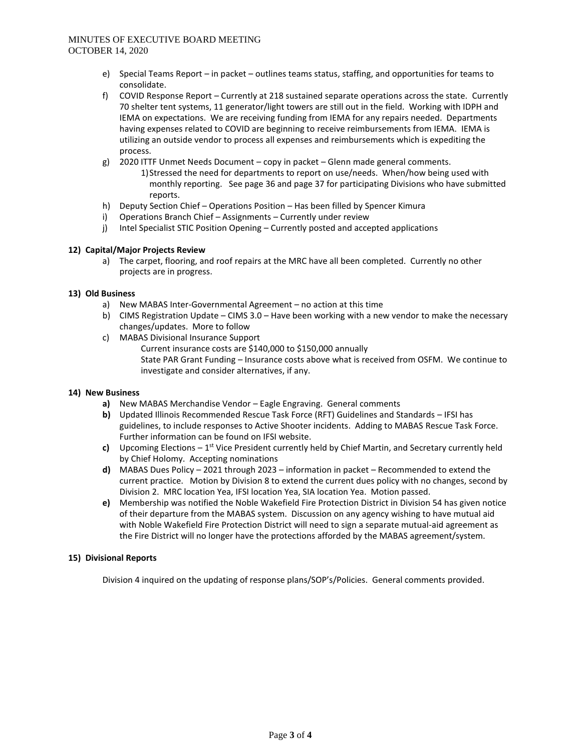e) Special Teams Report – in packet – outlines teams status, staffing, and opportunities for teams to consolidate.

f) COVID Response Report – Currently at 218 sustained separate operations across the state. Currently 70 shelter tent systems, 11 generator/light towers are still out in the field. Working with IDPH and IEMA on expectations. We are receiving funding from IEMA for any repairs needed. Departments having expenses related to COVID are beginning to receive reimbursements from IEMA. IEMA is utilizing an outside vendor to process all expenses and reimbursements which is expediting the process.

g) 2020 ITTF Unmet Needs Document – copy in packet – Glenn made general comments.

   1) Stressed the need for departments to report on use/needs. When/how being used with monthly reporting. See page 36 and page 37 for participating Divisions who have submitted reports.

h) Deputy Section Chief – Operations Position – Has been filled by Spencer Kimura

i) Operations Branch Chief – Assignments – Currently under review

j) Intel Specialist STIC Position Opening – Currently posted and accepted applications

**12) Capital/Major Projects Review**

a) The carpet, flooring, and roof repairs at the MRC have all been completed. Currently no other projects are in progress.

**13) Old Business**

a) New MABAS Inter-Governmental Agreement – no action at this time

b) CIMS Registration Update – CIMS 3.0 – Have been working with a new vendor to make the necessary changes/updates. More to follow

c) MABAS Divisional Insurance Support

   Current insurance costs are $140,000 to $150,000 annually

   State PAR Grant Funding – Insurance costs above what is received from OSFM. We continue to investigate and consider alternatives, if any.

**14) New Business**

**a)** New MABAS Merchandise Vendor – Eagle Engraving. General comments

**b)** Updated Illinois Recommended Rescue Task Force (RFT) Guidelines and Standards – IFSI has guidelines, to include responses to Active Shooter incidents. Adding to MABAS Rescue Task Force. Further information can be found on IFSI website.

**c)** Upcoming Elections – 1st Vice President currently held by Chief Martin, and Secretary currently held by Chief Holomy. Accepting nominations

**d)** MABAS Dues Policy – 2021 through 2023 – information in packet – Recommended to extend the current practice. Motion by Division 8 to extend the current dues policy with no changes, second by Division 2. MRC location Yea, IFSI location Yea, SIA location Yea. Motion passed.

**e)** Membership was notified the Noble Wakefield Fire Protection District in Division 54 has given notice of their departure from the MABAS system. Discussion on any agency wishing to have mutual aid with Noble Wakefield Fire Protection District will need to sign a separate mutual-aid agreement as the Fire District will no longer have the protections afforded by the MABAS agreement/system.

**15) Divisional Reports**

Division 4 inquired on the updating of response plans/SOP's/Policies. General comments provided.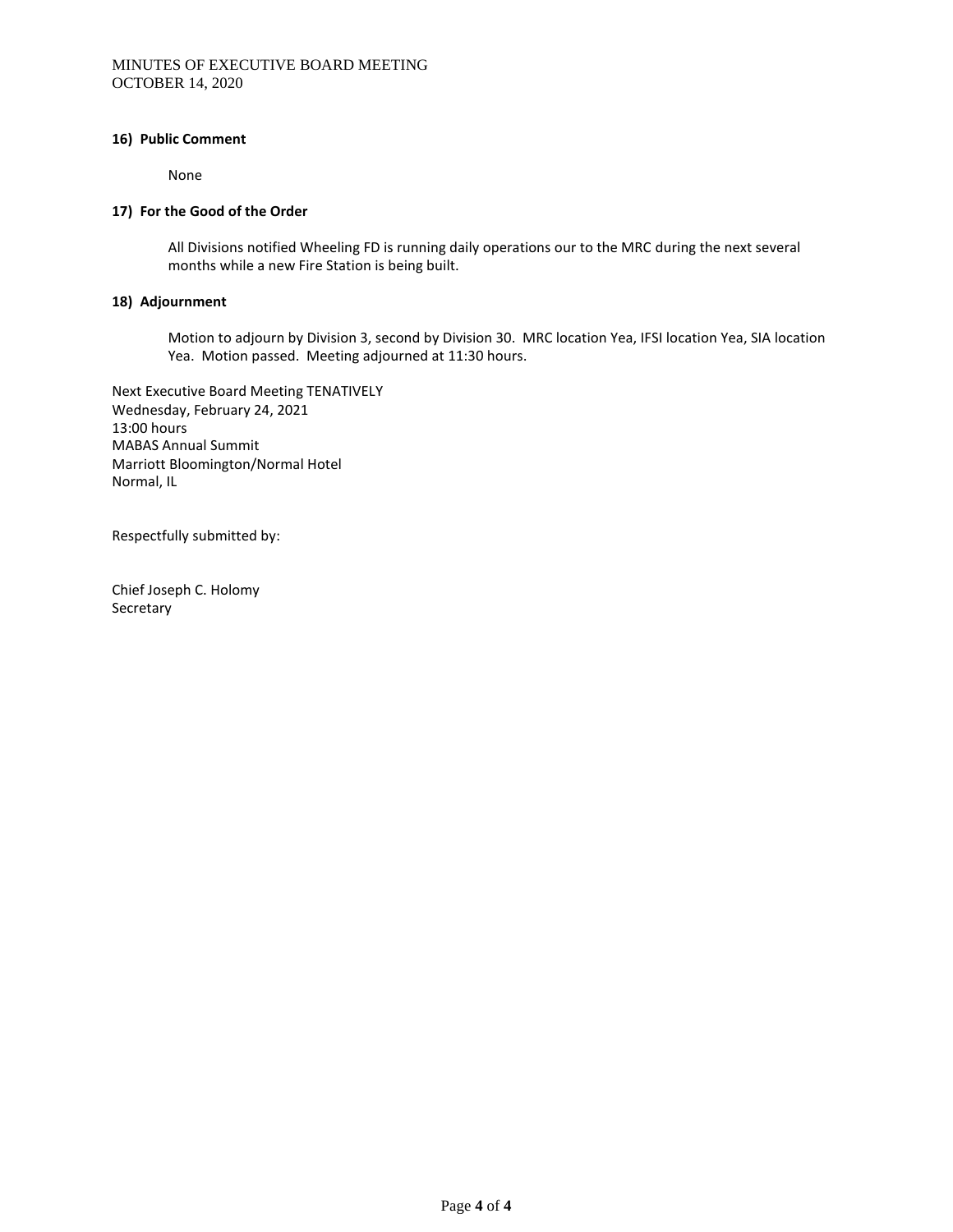**16) Public Comment**

None

**17) For the Good of the Order**

All Divisions notified Wheeling FD is running daily operations our to the MRC during the next several months while a new Fire Station is being built.

**18) Adjournment**

Motion to adjourn by Division 3, second by Division 30. MRC location Yea, IFSI location Yea, SIA location Yea. Motion passed. Meeting adjourned at 11:30 hours.

Next Executive Board Meeting TENATIVELY
Wednesday, February 24, 2021
13:00 hours
MABAS Annual Summit
Marriott Bloomington/Normal Hotel
Normal, IL

Respectfully submitted by:

Chief Joseph C. Holomy
Secretary